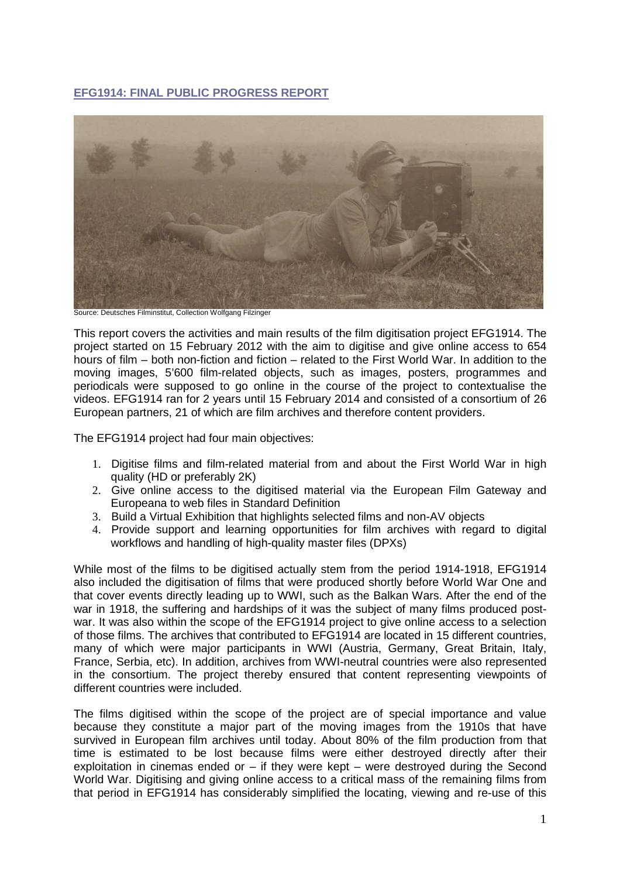## EFG1914: FINAL PUBLIC PROGRESS REPORT

Source: Deutsches Filminstitut, Collection Wolfgang Filzinger

This report covers the activities and main results of the film digitisation project EFG1914. The project started on 15 February 2012 with the aim to digitise and give online access to 654 hours of film – both non-fiction and fiction – related to the First World War. In addition to the moving images, 5'600 film-related objects, such as images, posters, programmes and periodicals were supposed to go online in the course of the project to contextualise the videos. EFG1914 ran for 2 years until 15 February 2014 and consisted of a consortium of 26 European partners, 21 of which are film archives and therefore content providers.

The EFG1914 project had four main objectives:

1. Digitise films and film-related material from and about the First World War in high quality (HD or preferably 2K)
2. Give online access to the digitised material via the European Film Gateway and Europeana to web files in Standard Definition
3. Build a Virtual Exhibition that highlights selected films and non-AV objects
4. Provide support and learning opportunities for film archives with regard to digital workflows and handling of high-quality master files (DPXs)

While most of the films to be digitised actually stem from the period 1914-1918, EFG1914 also included the digitisation of films that were produced shortly before World War One and that cover events directly leading up to WWI, such as the Balkan Wars. After the end of the war in 1918, the suffering and hardships of it was the subject of many films produced post-war. It was also within the scope of the EFG1914 project to give online access to a selection of those films. The archives that contributed to EFG1914 are located in 15 different countries, many of which were major participants in WWI (Austria, Germany, Great Britain, Italy, France, Serbia, etc). In addition, archives from WWI-neutral countries were also represented in the consortium. The project thereby ensured that content representing viewpoints of different countries were included.

The films digitised within the scope of the project are of special importance and value because they constitute a major part of the moving images from the 1910s that have survived in European film archives until today. About 80% of the film production from that time is estimated to be lost because films were either destroyed directly after their exploitation in cinemas ended or – if they were kept – were destroyed during the Second World War. Digitising and giving online access to a critical mass of the remaining films from that period in EFG1914 has considerably simplified the locating, viewing and re-use of this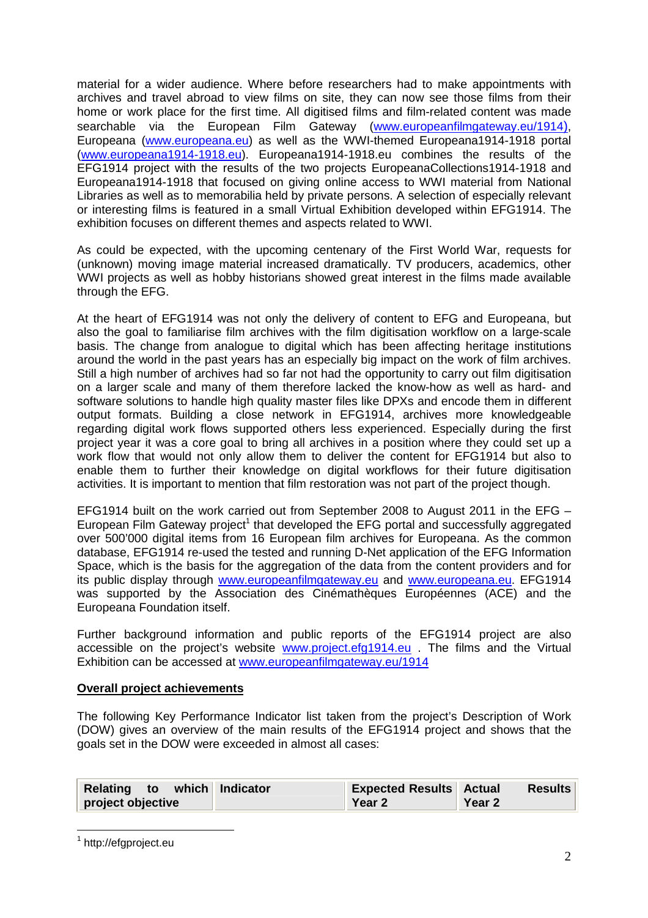material for a wider audience. Where before researchers had to make appointments with archives and travel abroad to view films on site, they can now see those films from their home or work place for the first time. All digitised films and film-related content was made searchable via the European Film Gateway (www.europeanfilmgateway.eu/1914), Europeana (www.europeana.eu) as well as the WWI-themed Europeana1914-1918 portal (www.europeana1914-1918.eu). Europeana1914-1918.eu combines the results of the EFG1914 project with the results of the two projects EuropeanaCollections1914-1918 and Europeana1914-1918 that focused on giving online access to WWI material from National Libraries as well as to memorabilia held by private persons. A selection of especially relevant or interesting films is featured in a small Virtual Exhibition developed within EFG1914. The exhibition focuses on different themes and aspects related to WWI.

As could be expected, with the upcoming centenary of the First World War, requests for (unknown) moving image material increased dramatically. TV producers, academics, other WWI projects as well as hobby historians showed great interest in the films made available through the EFG.

At the heart of EFG1914 was not only the delivery of content to EFG and Europeana, but also the goal to familiarise film archives with the film digitisation workflow on a large-scale basis. The change from analogue to digital which has been affecting heritage institutions around the world in the past years has an especially big impact on the work of film archives. Still a high number of archives had so far not had the opportunity to carry out film digitisation on a larger scale and many of them therefore lacked the know-how as well as hard- and software solutions to handle high quality master files like DPXs and encode them in different output formats. Building a close network in EFG1914, archives more knowledgeable regarding digital work flows supported others less experienced. Especially during the first project year it was a core goal to bring all archives in a position where they could set up a work flow that would not only allow them to deliver the content for EFG1914 but also to enable them to further their knowledge on digital workflows for their future digitisation activities. It is important to mention that film restoration was not part of the project though.

EFG1914 built on the work carried out from September 2008 to August 2011 in the EFG – European Film Gateway project[1] that developed the EFG portal and successfully aggregated over 500'000 digital items from 16 European film archives for Europeana. As the common database, EFG1914 re-used the tested and running D-Net application of the EFG Information Space, which is the basis for the aggregation of the data from the content providers and for its public display through www.europeanfilmgateway.eu and www.europeana.eu. EFG1914 was supported by the Association des Cinémathèques Européennes (ACE) and the Europeana Foundation itself.

Further background information and public reports of the EFG1914 project are also accessible on the project's website www.project.efg1914.eu . The films and the Virtual Exhibition can be accessed at www.europeanfilmgateway.eu/1914

## Overall project achievements

The following Key Performance Indicator list taken from the project's Description of Work (DOW) gives an overview of the main results of the EFG1914 project and shows that the goals set in the DOW were exceeded in almost all cases:

| Relating to which project objective | Indicator | Expected Results Year 2 | Actual Results Year 2 |
|---|---|---|---|

[1] http://efgproject.eu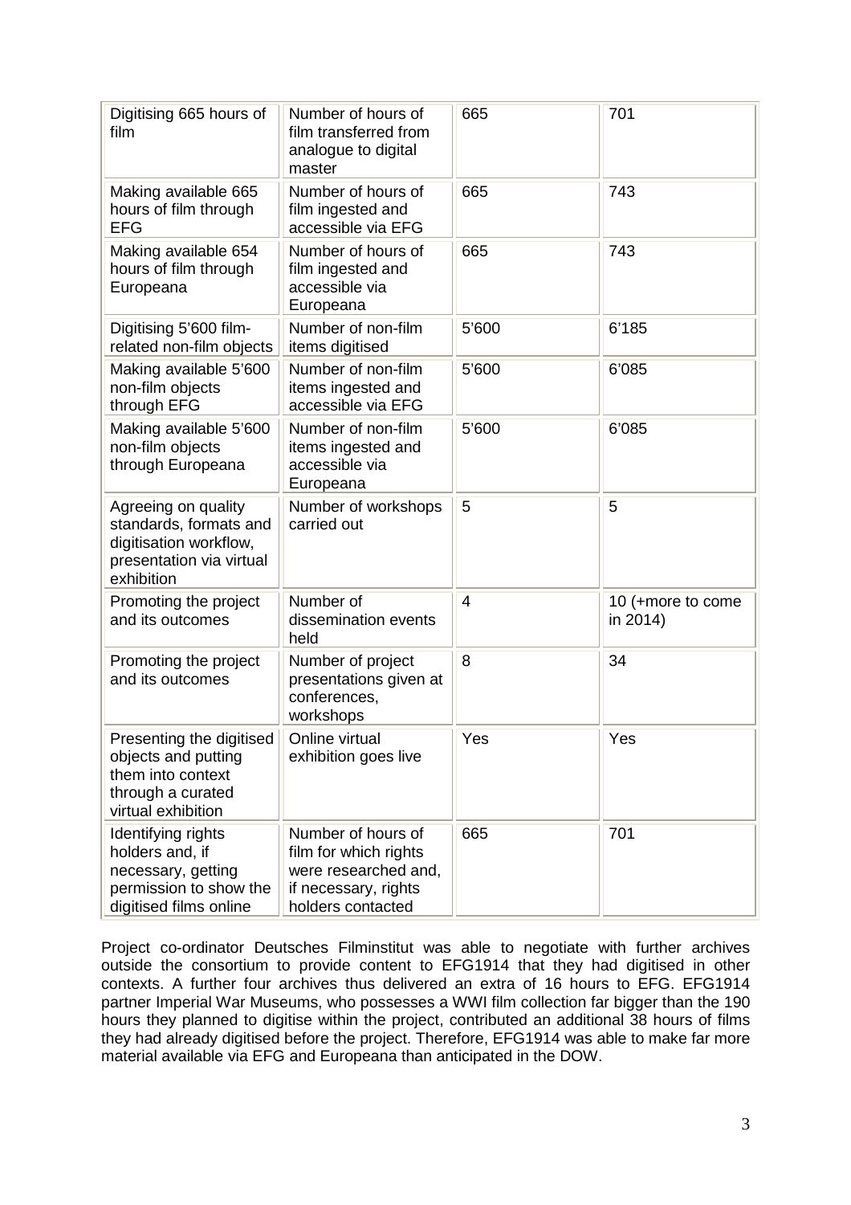| Digitising 665 hours of film | Number of hours of film transferred from analogue to digital master | 665 | 701 |
|---|---|---|---|
| Making available 665 hours of film through EFG | Number of hours of film ingested and accessible via EFG | 665 | 743 |
| Making available 654 hours of film through Europeana | Number of hours of film ingested and accessible via Europeana | 665 | 743 |
| Digitising 5'600 film-related non-film objects | Number of non-film items digitised | 5'600 | 6'185 |
| Making available 5'600 non-film objects through EFG | Number of non-film items ingested and accessible via EFG | 5'600 | 6'085 |
| Making available 5'600 non-film objects through Europeana | Number of non-film items ingested and accessible via Europeana | 5'600 | 6'085 |
| Agreeing on quality standards, formats and digitisation workflow, presentation via virtual exhibition | Number of workshops carried out | 5 | 5 |
| Promoting the project and its outcomes | Number of dissemination events held | 4 | 10 (+more to come in 2014) |
| Promoting the project and its outcomes | Number of project presentations given at conferences, workshops | 8 | 34 |
| Presenting the digitised objects and putting them into context through a curated virtual exhibition | Online virtual exhibition goes live | Yes | Yes |
| Identifying rights holders and, if necessary, getting permission to show the digitised films online | Number of hours of film for which rights were researched and, if necessary, rights holders contacted | 665 | 701 |

Project co-ordinator Deutsches Filminstitut was able to negotiate with further archives outside the consortium to provide content to EFG1914 that they had digitised in other contexts. A further four archives thus delivered an extra of 16 hours to EFG. EFG1914 partner Imperial War Museums, who possesses a WWI film collection far bigger than the 190 hours they planned to digitise within the project, contributed an additional 38 hours of films they had already digitised before the project. Therefore, EFG1914 was able to make far more material available via EFG and Europeana than anticipated in the DOW.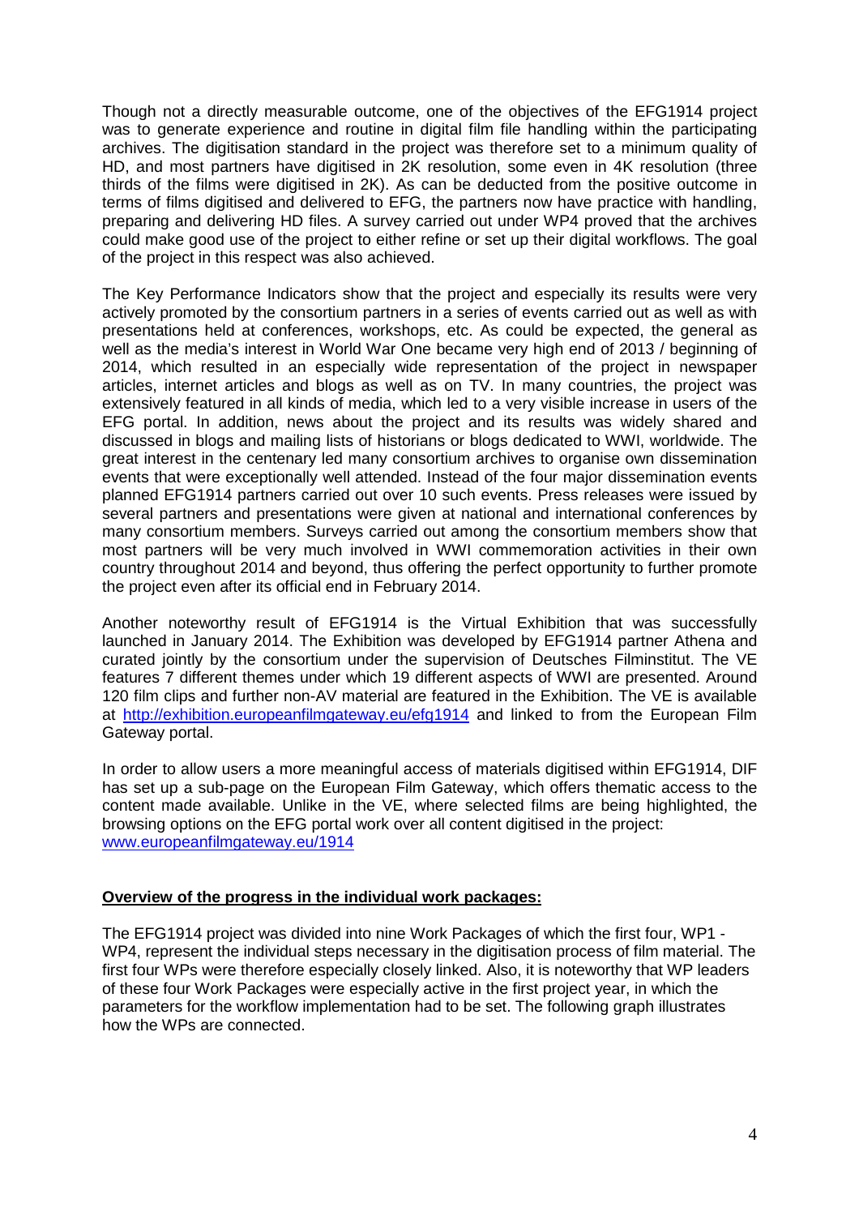Though not a directly measurable outcome, one of the objectives of the EFG1914 project was to generate experience and routine in digital film file handling within the participating archives. The digitisation standard in the project was therefore set to a minimum quality of HD, and most partners have digitised in 2K resolution, some even in 4K resolution (three thirds of the films were digitised in 2K). As can be deducted from the positive outcome in terms of films digitised and delivered to EFG, the partners now have practice with handling, preparing and delivering HD files. A survey carried out under WP4 proved that the archives could make good use of the project to either refine or set up their digital workflows. The goal of the project in this respect was also achieved.

The Key Performance Indicators show that the project and especially its results were very actively promoted by the consortium partners in a series of events carried out as well as with presentations held at conferences, workshops, etc. As could be expected, the general as well as the media's interest in World War One became very high end of 2013 / beginning of 2014, which resulted in an especially wide representation of the project in newspaper articles, internet articles and blogs as well as on TV. In many countries, the project was extensively featured in all kinds of media, which led to a very visible increase in users of the EFG portal. In addition, news about the project and its results was widely shared and discussed in blogs and mailing lists of historians or blogs dedicated to WWI, worldwide. The great interest in the centenary led many consortium archives to organise own dissemination events that were exceptionally well attended. Instead of the four major dissemination events planned EFG1914 partners carried out over 10 such events. Press releases were issued by several partners and presentations were given at national and international conferences by many consortium members. Surveys carried out among the consortium members show that most partners will be very much involved in WWI commemoration activities in their own country throughout 2014 and beyond, thus offering the perfect opportunity to further promote the project even after its official end in February 2014.

Another noteworthy result of EFG1914 is the Virtual Exhibition that was successfully launched in January 2014. The Exhibition was developed by EFG1914 partner Athena and curated jointly by the consortium under the supervision of Deutsches Filminstitut. The VE features 7 different themes under which 19 different aspects of WWI are presented. Around 120 film clips and further non-AV material are featured in the Exhibition. The VE is available at http://exhibition.europeanfilmgateway.eu/efg1914 and linked to from the European Film Gateway portal.

In order to allow users a more meaningful access of materials digitised within EFG1914, DIF has set up a sub-page on the European Film Gateway, which offers thematic access to the content made available. Unlike in the VE, where selected films are being highlighted, the browsing options on the EFG portal work over all content digitised in the project: www.europeanfilmgateway.eu/1914

**Overview of the progress in the individual work packages:**

The EFG1914 project was divided into nine Work Packages of which the first four, WP1 - WP4, represent the individual steps necessary in the digitisation process of film material. The first four WPs were therefore especially closely linked. Also, it is noteworthy that WP leaders of these four Work Packages were especially active in the first project year, in which the parameters for the workflow implementation had to be set. The following graph illustrates how the WPs are connected.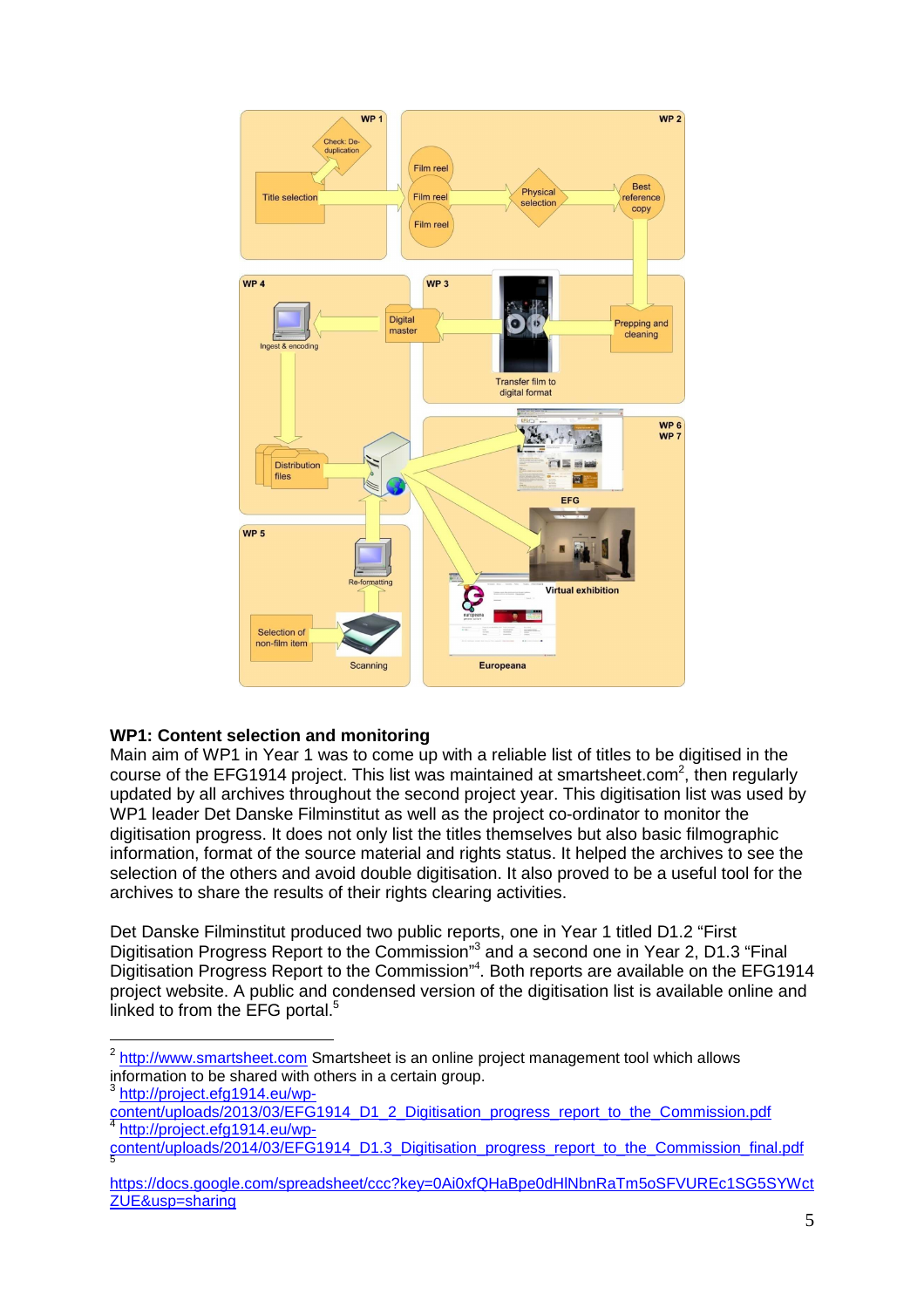## WP1: Content selection and monitoring

Main aim of WP1 in Year 1 was to come up with a reliable list of titles to be digitised in the course of the EFG1914 project. This list was maintained at smartsheet.com[2], then regularly updated by all archives throughout the second project year. This digitisation list was used by WP1 leader Det Danske Filminstitut as well as the project co-ordinator to monitor the digitisation progress. It does not only list the titles themselves but also basic filmographic information, format of the source material and rights status. It helped the archives to see the selection of the others and avoid double digitisation. It also proved to be a useful tool for the archives to share the results of their rights clearing activities.

Det Danske Filminstitut produced two public reports, one in Year 1 titled D1.2 “First Digitisation Progress Report to the Commission”[3] and a second one in Year 2, D1.3 “Final Digitisation Progress Report to the Commission”[4]. Both reports are available on the EFG1914 project website. A public and condensed version of the digitisation list is available online and linked to from the EFG portal.[5]

---

[2] http://www.smartsheet.com Smartsheet is an online project management tool which allows information to be shared with others in a certain group.

[3] http://project.efg1914.eu/wp-content/uploads/2013/03/EFG1914_D1_2_Digitisation_progress_report_to_the_Commission.pdf

[4] http://project.efg1914.eu/wp-content/uploads/2014/03/EFG1914_D1.3_Digitisation_progress_report_to_the_Commission_final.pdf

[5] https://docs.google.com/spreadsheet/ccc?key=0Ai0xfQHaBpe0dHlNbnRaTm5oSFVUREc1SG5SYWctZUE&usp=sharing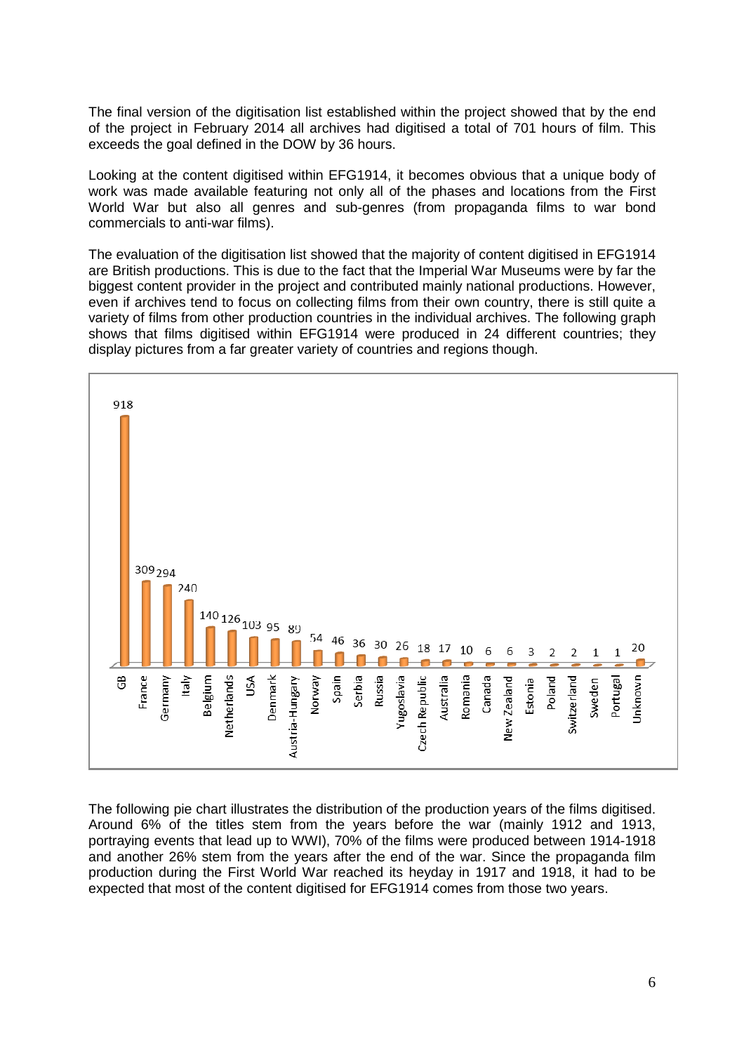The final version of the digitisation list established within the project showed that by the end of the project in February 2014 all archives had digitised a total of 701 hours of film. This exceeds the goal defined in the DOW by 36 hours.

Looking at the content digitised within EFG1914, it becomes obvious that a unique body of work was made available featuring not only all of the phases and locations from the First World War but also all genres and sub-genres (from propaganda films to war bond commercials to anti-war films).

The evaluation of the digitisation list showed that the majority of content digitised in EFG1914 are British productions. This is due to the fact that the Imperial War Museums were by far the biggest content provider in the project and contributed mainly national productions. However, even if archives tend to focus on collecting films from their own country, there is still quite a variety of films from other production countries in the individual archives. The following graph shows that films digitised within EFG1914 were produced in 24 different countries; they display pictures from a far greater variety of countries and regions though.

| Country | Number |
|---|---|
| GB | 918 |
| France | 309 |
| Germany | 294 |
| Italy | 240 |
| Belgium | 140 |
| Netherlands | 126 |
| USA | 103 |
| Denmark | 95 |
| Austria-Hungary | 89 |
| Norway | 54 |
| Spain | 46 |
| Serbia | 36 |
| Russia | 30 |
| Yugoslavia | 26 |
| Czech Republic | 18 |
| Australia | 17 |
| Romania | 10 |
| Canada | 6 |
| New Zealand | 6 |
| Estonia | 3 |
| Poland | 2 |
| Switzerland | 2 |
| Sweden | 1 |
| Portugal | 1 |
| Unknown | 20 |

The following pie chart illustrates the distribution of the production years of the films digitised. Around 6% of the titles stem from the years before the war (mainly 1912 and 1913, portraying events that lead up to WWI), 70% of the films were produced between 1914-1918 and another 26% stem from the years after the end of the war. Since the propaganda film production during the First World War reached its heyday in 1917 and 1918, it had to be expected that most of the content digitised for EFG1914 comes from those two years.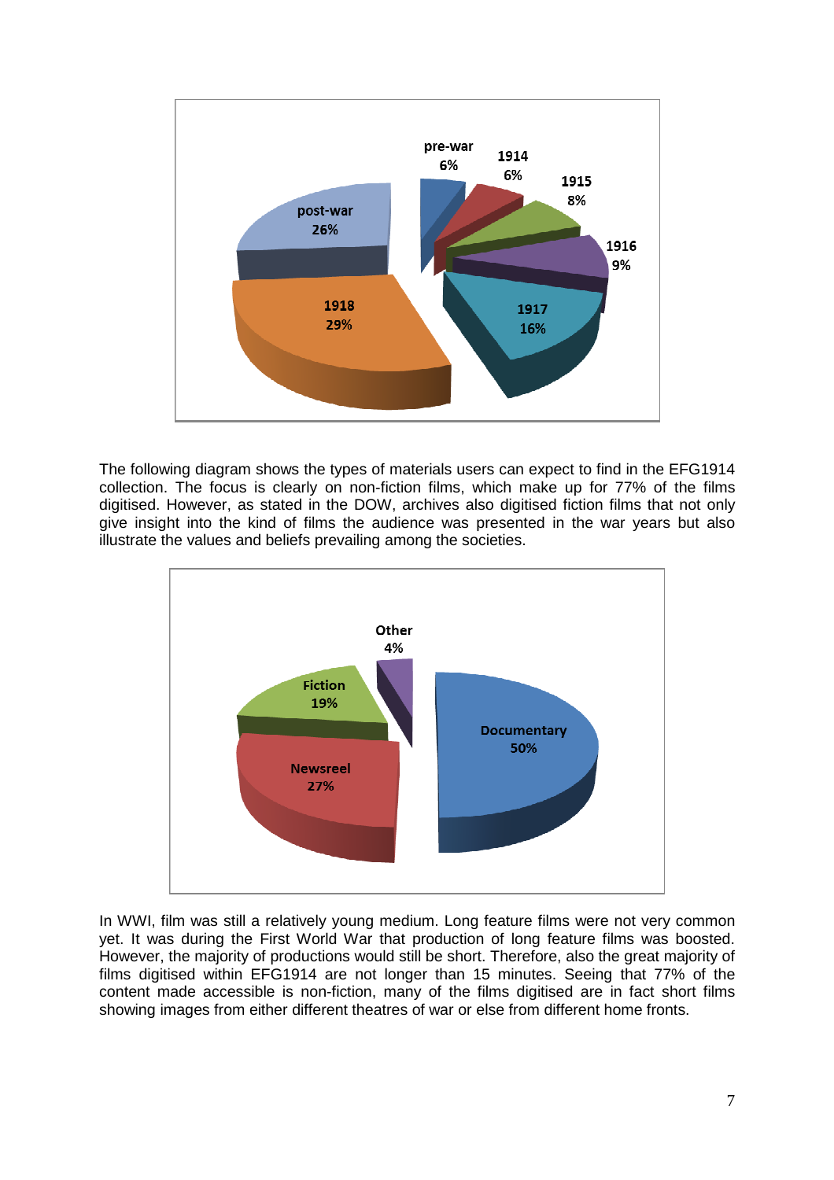The following diagram shows the types of materials users can expect to find in the EFG1914 collection. The focus is clearly on non-fiction films, which make up for 77% of the films digitised. However, as stated in the DOW, archives also digitised fiction films that not only give insight into the kind of films the audience was presented in the war years but also illustrate the values and beliefs prevailing among the societies.

In WWI, film was still a relatively young medium. Long feature films were not very common yet. It was during the First World War that production of long feature films was boosted. However, the majority of productions would still be short. Therefore, also the great majority of films digitised within EFG1914 are not longer than 15 minutes. Seeing that 77% of the content made accessible is non-fiction, many of the films digitised are in fact short films showing images from either different theatres of war or else from different home fronts.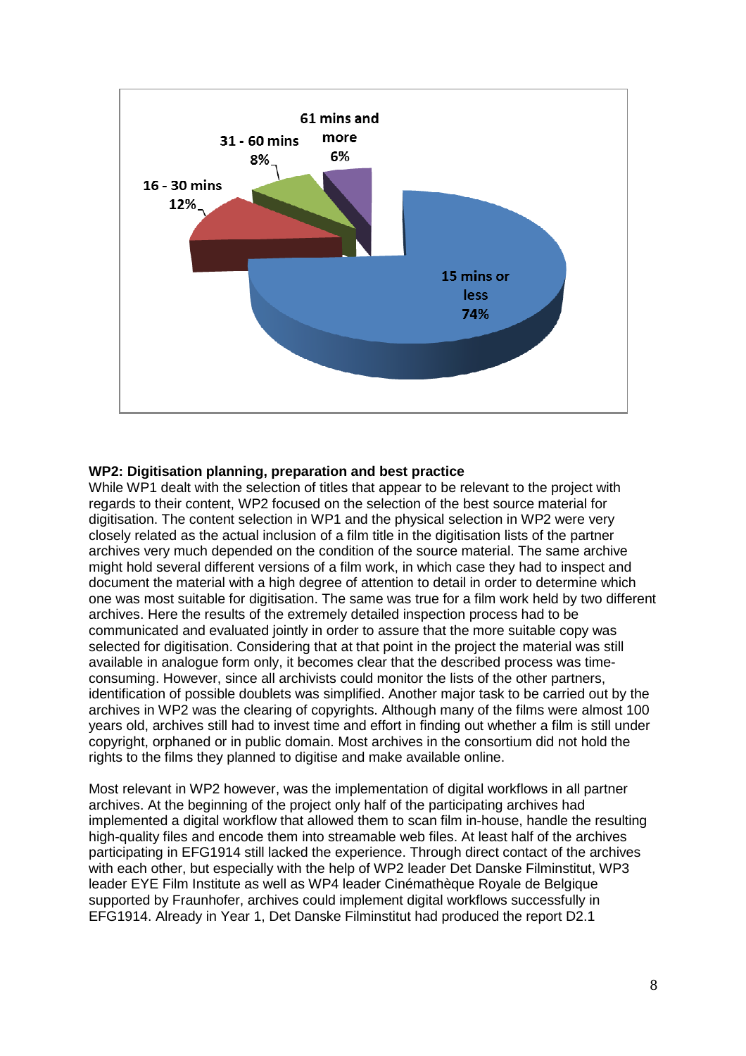61 mins and more 6%

31 - 60 mins 8%

16 - 30 mins 12%

15 mins or less 74%

**WP2: Digitisation planning, preparation and best practice**

While WP1 dealt with the selection of titles that appear to be relevant to the project with regards to their content, WP2 focused on the selection of the best source material for digitisation. The content selection in WP1 and the physical selection in WP2 were very closely related as the actual inclusion of a film title in the digitisation lists of the partner archives very much depended on the condition of the source material. The same archive might hold several different versions of a film work, in which case they had to inspect and document the material with a high degree of attention to detail in order to determine which one was most suitable for digitisation. The same was true for a film work held by two different archives. Here the results of the extremely detailed inspection process had to be communicated and evaluated jointly in order to assure that the more suitable copy was selected for digitisation. Considering that at that point in the project the material was still available in analogue form only, it becomes clear that the described process was time-consuming. However, since all archivists could monitor the lists of the other partners, identification of possible doublets was simplified. Another major task to be carried out by the archives in WP2 was the clearing of copyrights. Although many of the films were almost 100 years old, archives still had to invest time and effort in finding out whether a film is still under copyright, orphaned or in public domain. Most archives in the consortium did not hold the rights to the films they planned to digitise and make available online.

Most relevant in WP2 however, was the implementation of digital workflows in all partner archives. At the beginning of the project only half of the participating archives had implemented a digital workflow that allowed them to scan film in-house, handle the resulting high-quality files and encode them into streamable web files. At least half of the archives participating in EFG1914 still lacked the experience. Through direct contact of the archives with each other, but especially with the help of WP2 leader Det Danske Filminstitut, WP3 leader EYE Film Institute as well as WP4 leader Cinémathèque Royale de Belgique supported by Fraunhofer, archives could implement digital workflows successfully in EFG1914. Already in Year 1, Det Danske Filminstitut had produced the report D2.1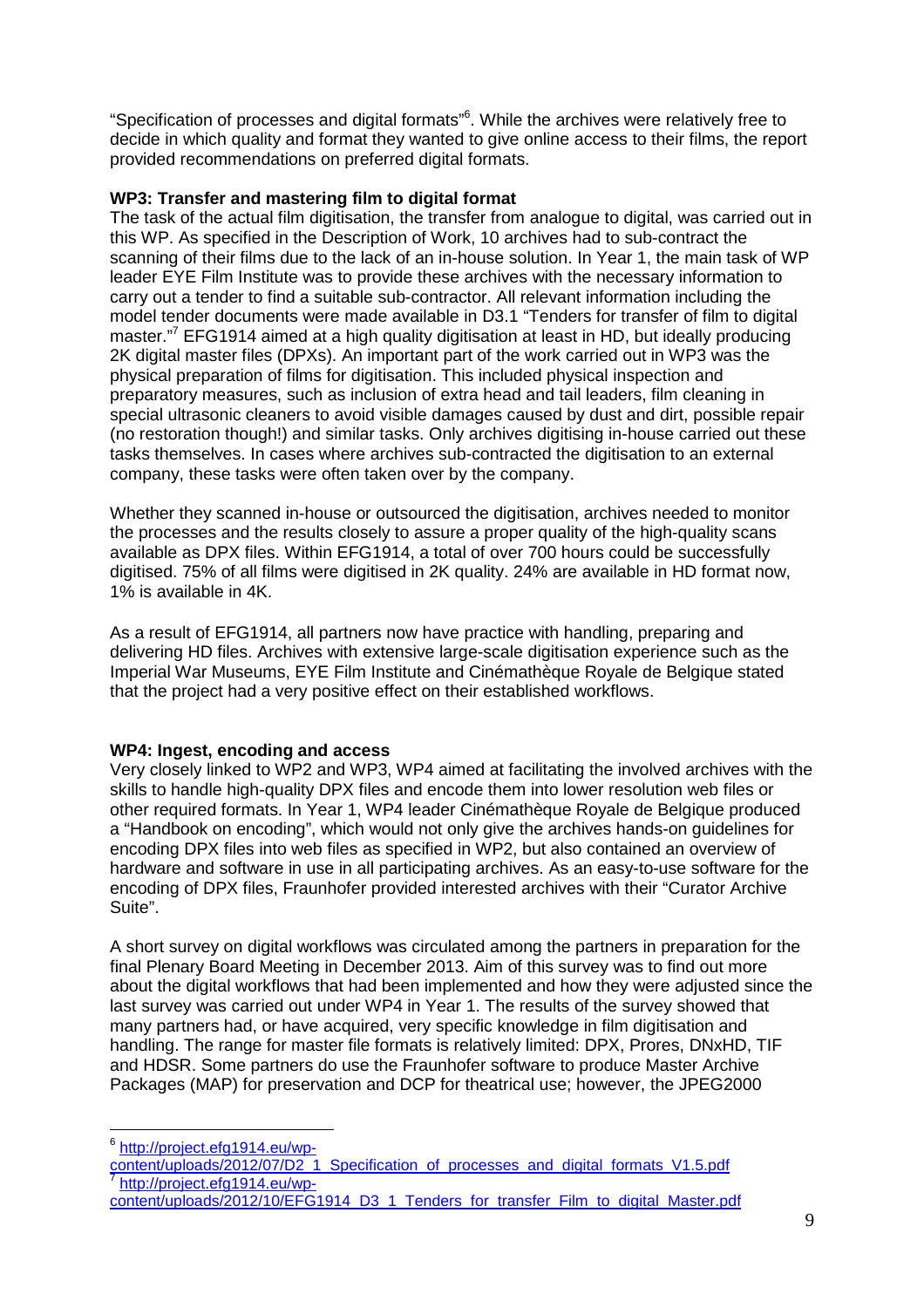"Specification of processes and digital formats"[6]. While the archives were relatively free to decide in which quality and format they wanted to give online access to their films, the report provided recommendations on preferred digital formats.

**WP3: Transfer and mastering film to digital format**

The task of the actual film digitisation, the transfer from analogue to digital, was carried out in this WP. As specified in the Description of Work, 10 archives had to sub-contract the scanning of their films due to the lack of an in-house solution. In Year 1, the main task of WP leader EYE Film Institute was to provide these archives with the necessary information to carry out a tender to find a suitable sub-contractor. All relevant information including the model tender documents were made available in D3.1 "Tenders for transfer of film to digital master."[7] EFG1914 aimed at a high quality digitisation at least in HD, but ideally producing 2K digital master files (DPXs). An important part of the work carried out in WP3 was the physical preparation of films for digitisation. This included physical inspection and preparatory measures, such as inclusion of extra head and tail leaders, film cleaning in special ultrasonic cleaners to avoid visible damages caused by dust and dirt, possible repair (no restoration though!) and similar tasks. Only archives digitising in-house carried out these tasks themselves. In cases where archives sub-contracted the digitisation to an external company, these tasks were often taken over by the company.

Whether they scanned in-house or outsourced the digitisation, archives needed to monitor the processes and the results closely to assure a proper quality of the high-quality scans available as DPX files. Within EFG1914, a total of over 700 hours could be successfully digitised. 75% of all films were digitised in 2K quality. 24% are available in HD format now, 1% is available in 4K.

As a result of EFG1914, all partners now have practice with handling, preparing and delivering HD files. Archives with extensive large-scale digitisation experience such as the Imperial War Museums, EYE Film Institute and Cinémathèque Royale de Belgique stated that the project had a very positive effect on their established workflows.

**WP4: Ingest, encoding and access**

Very closely linked to WP2 and WP3, WP4 aimed at facilitating the involved archives with the skills to handle high-quality DPX files and encode them into lower resolution web files or other required formats. In Year 1, WP4 leader Cinémathèque Royale de Belgique produced a "Handbook on encoding", which would not only give the archives hands-on guidelines for encoding DPX files into web files as specified in WP2, but also contained an overview of hardware and software in use in all participating archives. As an easy-to-use software for the encoding of DPX files, Fraunhofer provided interested archives with their "Curator Archive Suite".

A short survey on digital workflows was circulated among the partners in preparation for the final Plenary Board Meeting in December 2013. Aim of this survey was to find out more about the digital workflows that had been implemented and how they were adjusted since the last survey was carried out under WP4 in Year 1. The results of the survey showed that many partners had, or have acquired, very specific knowledge in film digitisation and handling. The range for master file formats is relatively limited: DPX, Prores, DNxHD, TIF and HDSR. Some partners do use the Fraunhofer software to produce Master Archive Packages (MAP) for preservation and DCP for theatrical use; however, the JPEG2000

---

[6] http://project.efg1914.eu/wp-content/uploads/2012/07/D2_1_Specification_of_processes_and_digital_formats_V1.5.pdf

[7] http://project.efg1914.eu/wp-content/uploads/2012/10/EFG1914_D3_1_Tenders_for_transfer_Film_to_digital_Master.pdf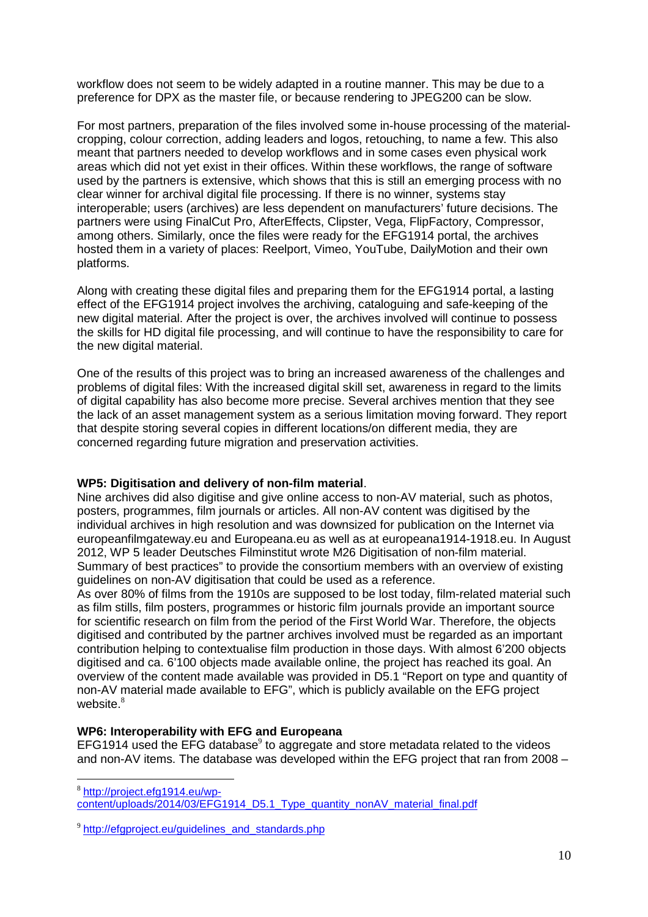workflow does not seem to be widely adapted in a routine manner. This may be due to a preference for DPX as the master file, or because rendering to JPEG200 can be slow.

For most partners, preparation of the files involved some in-house processing of the material- cropping, colour correction, adding leaders and logos, retouching, to name a few. This also meant that partners needed to develop workflows and in some cases even physical work areas which did not yet exist in their offices. Within these workflows, the range of software used by the partners is extensive, which shows that this is still an emerging process with no clear winner for archival digital file processing. If there is no winner, systems stay interoperable; users (archives) are less dependent on manufacturers' future decisions. The partners were using FinalCut Pro, AfterEffects, Clipster, Vega, FlipFactory, Compressor, among others. Similarly, once the files were ready for the EFG1914 portal, the archives hosted them in a variety of places: Reelport, Vimeo, YouTube, DailyMotion and their own platforms.

Along with creating these digital files and preparing them for the EFG1914 portal, a lasting effect of the EFG1914 project involves the archiving, cataloguing and safe-keeping of the new digital material. After the project is over, the archives involved will continue to possess the skills for HD digital file processing, and will continue to have the responsibility to care for the new digital material.

One of the results of this project was to bring an increased awareness of the challenges and problems of digital files: With the increased digital skill set, awareness in regard to the limits of digital capability has also become more precise. Several archives mention that they see the lack of an asset management system as a serious limitation moving forward. They report that despite storing several copies in different locations/on different media, they are concerned regarding future migration and preservation activities.

**WP5: Digitisation and delivery of non-film material**.

Nine archives did also digitise and give online access to non-AV material, such as photos, posters, programmes, film journals or articles. All non-AV content was digitised by the individual archives in high resolution and was downsized for publication on the Internet via europeanfilmgateway.eu and Europeana.eu as well as at europeana1914-1918.eu. In August 2012, WP 5 leader Deutsches Filminstitut wrote M26 Digitisation of non-film material. Summary of best practices" to provide the consortium members with an overview of existing guidelines on non-AV digitisation that could be used as a reference.

As over 80% of films from the 1910s are supposed to be lost today, film-related material such as film stills, film posters, programmes or historic film journals provide an important source for scientific research on film from the period of the First World War. Therefore, the objects digitised and contributed by the partner archives involved must be regarded as an important contribution helping to contextualise film production in those days. With almost 6'200 objects digitised and ca. 6'100 objects made available online, the project has reached its goal. An overview of the content made available was provided in D5.1 "Report on type and quantity of non-AV material made available to EFG", which is publicly available on the EFG project website.[8]

**WP6: Interoperability with EFG and Europeana**

EFG1914 used the EFG database[9] to aggregate and store metadata related to the videos and non-AV items. The database was developed within the EFG project that ran from 2008 –

---

[8] http://project.efg1914.eu/wp-content/uploads/2014/03/EFG1914_D5.1_Type_quantity_nonAV_material_final.pdf

[9] http://efgproject.eu/guidelines_and_standards.php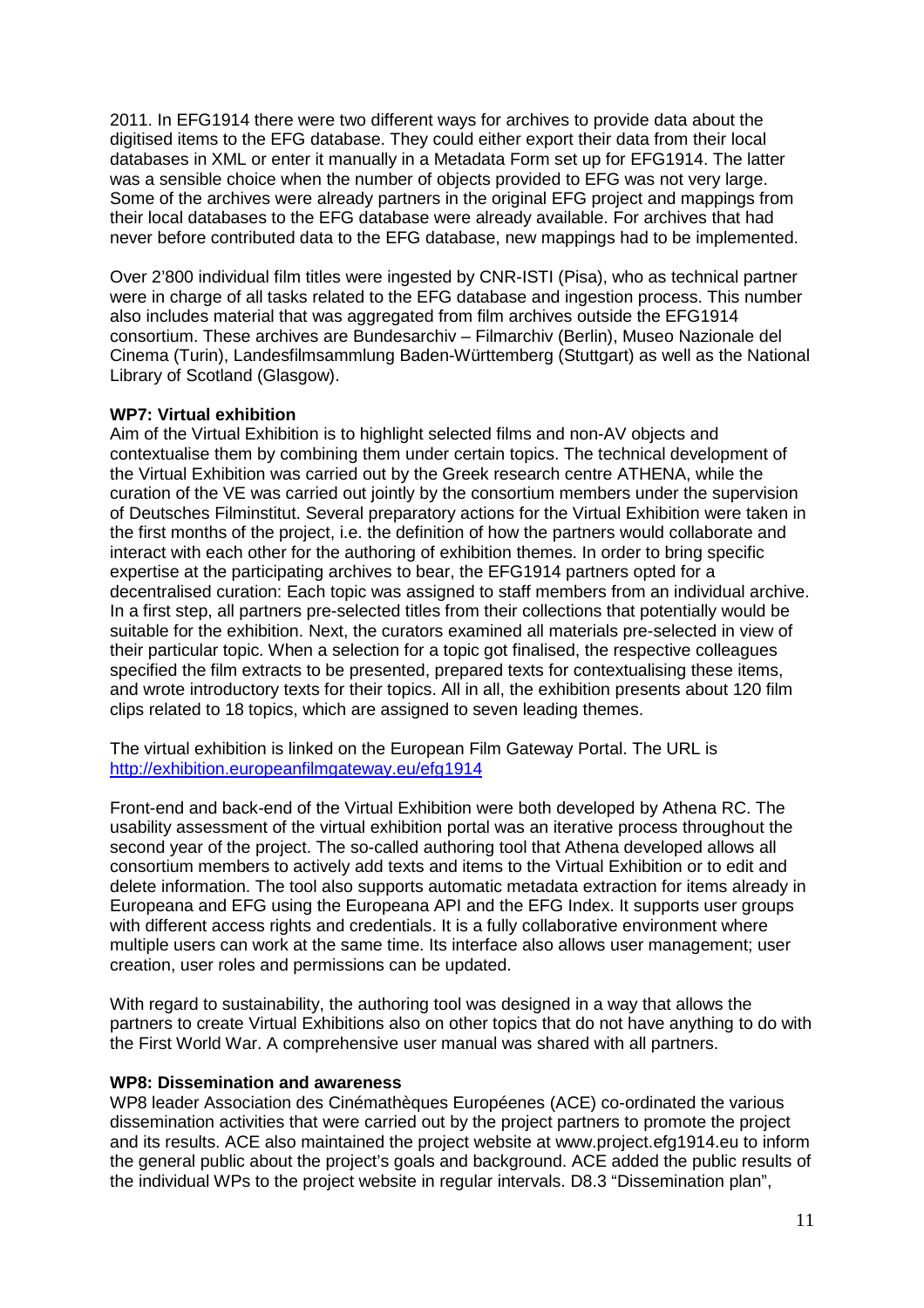2011. In EFG1914 there were two different ways for archives to provide data about the digitised items to the EFG database. They could either export their data from their local databases in XML or enter it manually in a Metadata Form set up for EFG1914. The latter was a sensible choice when the number of objects provided to EFG was not very large. Some of the archives were already partners in the original EFG project and mappings from their local databases to the EFG database were already available. For archives that had never before contributed data to the EFG database, new mappings had to be implemented.

Over 2'800 individual film titles were ingested by CNR-ISTI (Pisa), who as technical partner were in charge of all tasks related to the EFG database and ingestion process. This number also includes material that was aggregated from film archives outside the EFG1914 consortium. These archives are Bundesarchiv – Filmarchiv (Berlin), Museo Nazionale del Cinema (Turin), Landesfilmsammlung Baden-Württemberg (Stuttgart) as well as the National Library of Scotland (Glasgow).

**WP7: Virtual exhibition**

Aim of the Virtual Exhibition is to highlight selected films and non-AV objects and contextualise them by combining them under certain topics. The technical development of the Virtual Exhibition was carried out by the Greek research centre ATHENA, while the curation of the VE was carried out jointly by the consortium members under the supervision of Deutsches Filminstitut. Several preparatory actions for the Virtual Exhibition were taken in the first months of the project, i.e. the definition of how the partners would collaborate and interact with each other for the authoring of exhibition themes. In order to bring specific expertise at the participating archives to bear, the EFG1914 partners opted for a decentralised curation: Each topic was assigned to staff members from an individual archive. In a first step, all partners pre-selected titles from their collections that potentially would be suitable for the exhibition. Next, the curators examined all materials pre-selected in view of their particular topic. When a selection for a topic got finalised, the respective colleagues specified the film extracts to be presented, prepared texts for contextualising these items, and wrote introductory texts for their topics. All in all, the exhibition presents about 120 film clips related to 18 topics, which are assigned to seven leading themes.

The virtual exhibition is linked on the European Film Gateway Portal. The URL is [http://exhibition.europeanfilmgateway.eu/efg1914](http://exhibition.europeanfilmgateway.eu/efg1914)

Front-end and back-end of the Virtual Exhibition were both developed by Athena RC. The usability assessment of the virtual exhibition portal was an iterative process throughout the second year of the project. The so-called authoring tool that Athena developed allows all consortium members to actively add texts and items to the Virtual Exhibition or to edit and delete information. The tool also supports automatic metadata extraction for items already in Europeana and EFG using the Europeana API and the EFG Index. It supports user groups with different access rights and credentials. It is a fully collaborative environment where multiple users can work at the same time. Its interface also allows user management; user creation, user roles and permissions can be updated.

With regard to sustainability, the authoring tool was designed in a way that allows the partners to create Virtual Exhibitions also on other topics that do not have anything to do with the First World War. A comprehensive user manual was shared with all partners.

**WP8: Dissemination and awareness**

WP8 leader Association des Cinémathèques Européenes (ACE) co-ordinated the various dissemination activities that were carried out by the project partners to promote the project and its results. ACE also maintained the project website at www.project.efg1914.eu to inform the general public about the project's goals and background. ACE added the public results of the individual WPs to the project website in regular intervals. D8.3 "Dissemination plan",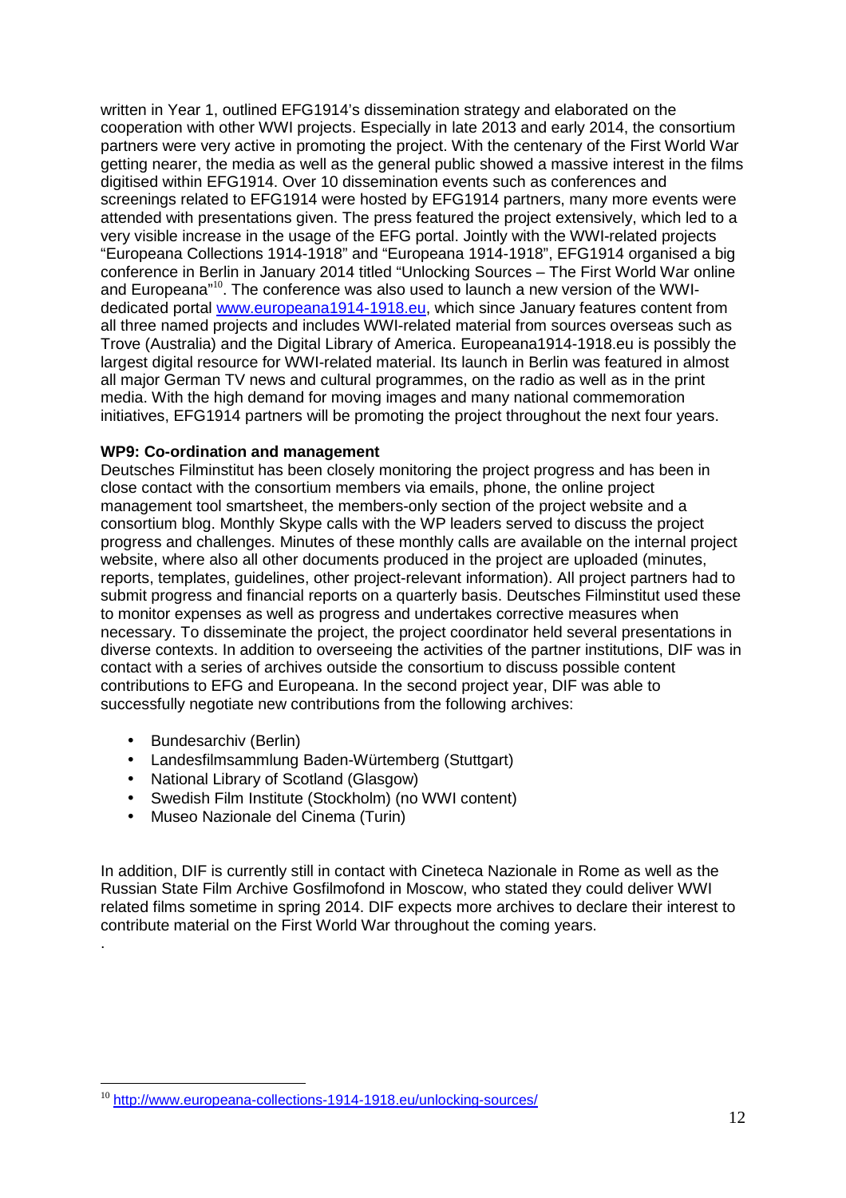written in Year 1, outlined EFG1914's dissemination strategy and elaborated on the cooperation with other WWI projects. Especially in late 2013 and early 2014, the consortium partners were very active in promoting the project. With the centenary of the First World War getting nearer, the media as well as the general public showed a massive interest in the films digitised within EFG1914. Over 10 dissemination events such as conferences and screenings related to EFG1914 were hosted by EFG1914 partners, many more events were attended with presentations given. The press featured the project extensively, which led to a very visible increase in the usage of the EFG portal. Jointly with the WWI-related projects "Europeana Collections 1914-1918" and "Europeana 1914-1918", EFG1914 organised a big conference in Berlin in January 2014 titled "Unlocking Sources – The First World War online and Europeana"[10]. The conference was also used to launch a new version of the WWI-dedicated portal www.europeana1914-1918.eu, which since January features content from all three named projects and includes WWI-related material from sources overseas such as Trove (Australia) and the Digital Library of America. Europeana1914-1918.eu is possibly the largest digital resource for WWI-related material. Its launch in Berlin was featured in almost all major German TV news and cultural programmes, on the radio as well as in the print media. With the high demand for moving images and many national commemoration initiatives, EFG1914 partners will be promoting the project throughout the next four years.

**WP9: Co-ordination and management**

Deutsches Filminstitut has been closely monitoring the project progress and has been in close contact with the consortium members via emails, phone, the online project management tool smartsheet, the members-only section of the project website and a consortium blog. Monthly Skype calls with the WP leaders served to discuss the project progress and challenges. Minutes of these monthly calls are available on the internal project website, where also all other documents produced in the project are uploaded (minutes, reports, templates, guidelines, other project-relevant information). All project partners had to submit progress and financial reports on a quarterly basis. Deutsches Filminstitut used these to monitor expenses as well as progress and undertakes corrective measures when necessary. To disseminate the project, the project coordinator held several presentations in diverse contexts. In addition to overseeing the activities of the partner institutions, DIF was in contact with a series of archives outside the consortium to discuss possible content contributions to EFG and Europeana. In the second project year, DIF was able to successfully negotiate new contributions from the following archives:

- Bundesarchiv (Berlin)
- Landesfilmsammlung Baden-Würtemberg (Stuttgart)
- National Library of Scotland (Glasgow)
- Swedish Film Institute (Stockholm) (no WWI content)
- Museo Nazionale del Cinema (Turin)

In addition, DIF is currently still in contact with Cineteca Nazionale in Rome as well as the Russian State Film Archive Gosfilmofond in Moscow, who stated they could deliver WWI related films sometime in spring 2014. DIF expects more archives to declare their interest to contribute material on the First World War throughout the coming years.

.

[10] http://www.europeana-collections-1914-1918.eu/unlocking-sources/